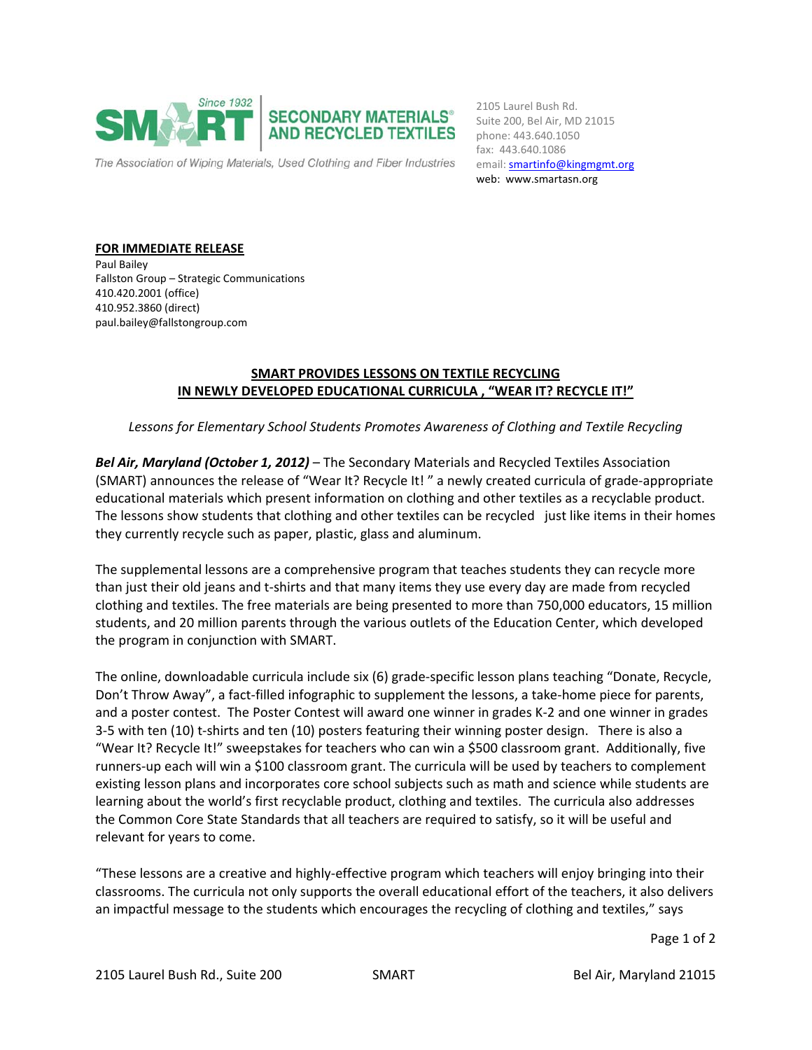SECONDARY MATERIALS® AND RECYCLED TEXTILES

*The Association of Wiping Materials, Used Clothing and Fiber Industries*

2105 Laurel Bush Rd.
Suite 200, Bel Air, MD 21015
phone: 443.640.1050
fax: 443.640.1086
email: smartinfo@kingmgmt.org
web: www.smartasn.org

**FOR IMMEDIATE RELEASE**
Paul Bailey
Fallston Group – Strategic Communications
410.420.2001 (office)
410.952.3860 (direct)
paul.bailey@fallstongroup.com

## SMART PROVIDES LESSONS ON TEXTILE RECYCLING IN NEWLY DEVELOPED EDUCATIONAL CURRICULA , "WEAR IT? RECYCLE IT!"

*Lessons for Elementary School Students Promotes Awareness of Clothing and Textile Recycling*

***Bel Air, Maryland (October 1, 2012)*** – The Secondary Materials and Recycled Textiles Association (SMART) announces the release of "Wear It? Recycle It! " a newly created curricula of grade-appropriate educational materials which present information on clothing and other textiles as a recyclable product. The lessons show students that clothing and other textiles can be recycled just like items in their homes they currently recycle such as paper, plastic, glass and aluminum.

The supplemental lessons are a comprehensive program that teaches students they can recycle more than just their old jeans and t-shirts and that many items they use every day are made from recycled clothing and textiles. The free materials are being presented to more than 750,000 educators, 15 million students, and 20 million parents through the various outlets of the Education Center, which developed the program in conjunction with SMART.

The online, downloadable curricula include six (6) grade-specific lesson plans teaching "Donate, Recycle, Don't Throw Away", a fact-filled infographic to supplement the lessons, a take-home piece for parents, and a poster contest. The Poster Contest will award one winner in grades K-2 and one winner in grades 3-5 with ten (10) t-shirts and ten (10) posters featuring their winning poster design. There is also a "Wear It? Recycle It!" sweepstakes for teachers who can win a $500 classroom grant. Additionally, five runners-up each will win a $100 classroom grant. The curricula will be used by teachers to complement existing lesson plans and incorporates core school subjects such as math and science while students are learning about the world's first recyclable product, clothing and textiles. The curricula also addresses the Common Core State Standards that all teachers are required to satisfy, so it will be useful and relevant for years to come.

"These lessons are a creative and highly-effective program which teachers will enjoy bringing into their classrooms. The curricula not only supports the overall educational effort of the teachers, it also delivers an impactful message to the students which encourages the recycling of clothing and textiles," says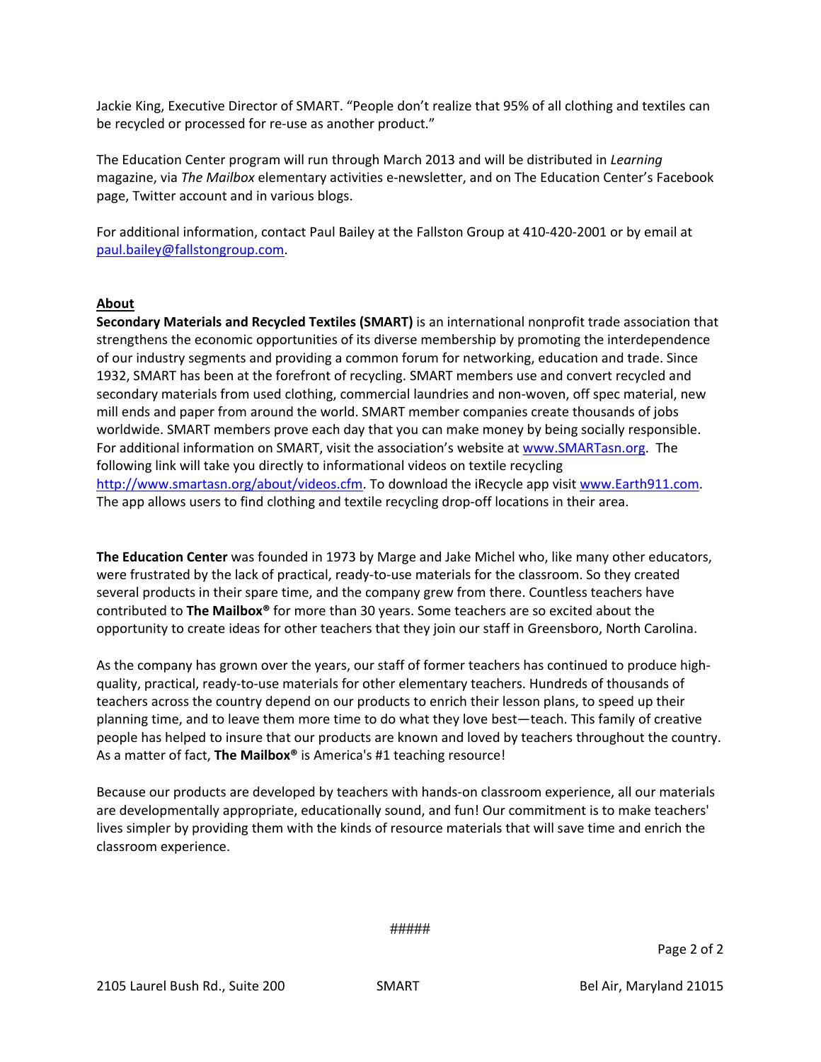Jackie King, Executive Director of SMART. "People don't realize that 95% of all clothing and textiles can be recycled or processed for re-use as another product."

The Education Center program will run through March 2013 and will be distributed in *Learning* magazine, via *The Mailbox* elementary activities e-newsletter, and on The Education Center's Facebook page, Twitter account and in various blogs.

For additional information, contact Paul Bailey at the Fallston Group at 410-420-2001 or by email at paul.bailey@fallstongroup.com.

**About**

**Secondary Materials and Recycled Textiles (SMART)** is an international nonprofit trade association that strengthens the economic opportunities of its diverse membership by promoting the interdependence of our industry segments and providing a common forum for networking, education and trade. Since 1932, SMART has been at the forefront of recycling. SMART members use and convert recycled and secondary materials from used clothing, commercial laundries and non-woven, off spec material, new mill ends and paper from around the world. SMART member companies create thousands of jobs worldwide. SMART members prove each day that you can make money by being socially responsible. For additional information on SMART, visit the association's website at www.SMARTasn.org. The following link will take you directly to informational videos on textile recycling http://www.smartasn.org/about/videos.cfm. To download the iRecycle app visit www.Earth911.com. The app allows users to find clothing and textile recycling drop-off locations in their area.

**The Education Center** was founded in 1973 by Marge and Jake Michel who, like many other educators, were frustrated by the lack of practical, ready-to-use materials for the classroom. So they created several products in their spare time, and the company grew from there. Countless teachers have contributed to **The Mailbox®** for more than 30 years. Some teachers are so excited about the opportunity to create ideas for other teachers that they join our staff in Greensboro, North Carolina.

As the company has grown over the years, our staff of former teachers has continued to produce high-quality, practical, ready-to-use materials for other elementary teachers. Hundreds of thousands of teachers across the country depend on our products to enrich their lesson plans, to speed up their planning time, and to leave them more time to do what they love best—teach. This family of creative people has helped to insure that our products are known and loved by teachers throughout the country. As a matter of fact, **The Mailbox®** is America's #1 teaching resource!

Because our products are developed by teachers with hands-on classroom experience, all our materials are developmentally appropriate, educationally sound, and fun! Our commitment is to make teachers' lives simpler by providing them with the kinds of resource materials that will save time and enrich the classroom experience.

#####